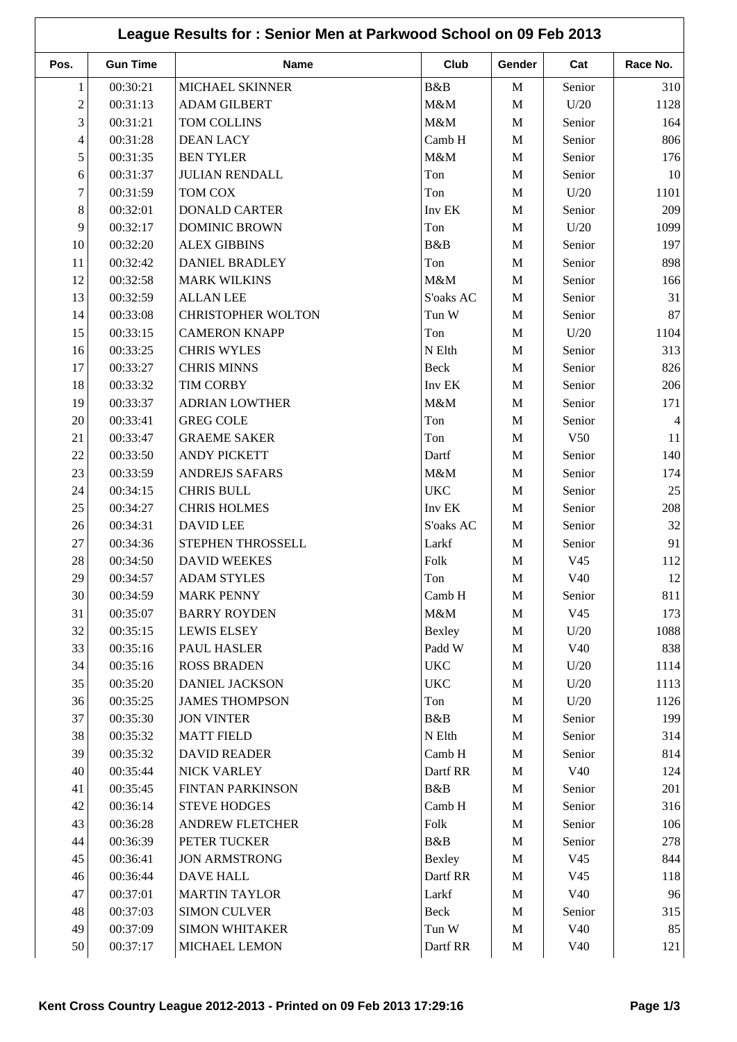# League Results for : Senior Men at Parkwood School on 09 Feb 2013

| Pos. | Gun Time | Name | Club | Gender | Cat | Race No. |
|---|---|---|---|---|---|---|
| 1 | 00:30:21 | MICHAEL SKINNER | B&B | M | Senior | 310 |
| 2 | 00:31:13 | ADAM GILBERT | M&M | M | U/20 | 1128 |
| 3 | 00:31:21 | TOM COLLINS | M&M | M | Senior | 164 |
| 4 | 00:31:28 | DEAN LACY | Camb H | M | Senior | 806 |
| 5 | 00:31:35 | BEN TYLER | M&M | M | Senior | 176 |
| 6 | 00:31:37 | JULIAN RENDALL | Ton | M | Senior | 10 |
| 7 | 00:31:59 | TOM COX | Ton | M | U/20 | 1101 |
| 8 | 00:32:01 | DONALD CARTER | Inv EK | M | Senior | 209 |
| 9 | 00:32:17 | DOMINIC BROWN | Ton | M | U/20 | 1099 |
| 10 | 00:32:20 | ALEX GIBBINS | B&B | M | Senior | 197 |
| 11 | 00:32:42 | DANIEL BRADLEY | Ton | M | Senior | 898 |
| 12 | 00:32:58 | MARK WILKINS | M&M | M | Senior | 166 |
| 13 | 00:32:59 | ALLAN LEE | S'oaks AC | M | Senior | 31 |
| 14 | 00:33:08 | CHRISTOPHER WOLTON | Tun W | M | Senior | 87 |
| 15 | 00:33:15 | CAMERON KNAPP | Ton | M | U/20 | 1104 |
| 16 | 00:33:25 | CHRIS WYLES | N Elth | M | Senior | 313 |
| 17 | 00:33:27 | CHRIS MINNS | Beck | M | Senior | 826 |
| 18 | 00:33:32 | TIM CORBY | Inv EK | M | Senior | 206 |
| 19 | 00:33:37 | ADRIAN LOWTHER | M&M | M | Senior | 171 |
| 20 | 00:33:41 | GREG COLE | Ton | M | Senior | 4 |
| 21 | 00:33:47 | GRAEME SAKER | Ton | M | V50 | 11 |
| 22 | 00:33:50 | ANDY PICKETT | Dartf | M | Senior | 140 |
| 23 | 00:33:59 | ANDREJS SAFARS | M&M | M | Senior | 174 |
| 24 | 00:34:15 | CHRIS BULL | UKC | M | Senior | 25 |
| 25 | 00:34:27 | CHRIS HOLMES | Inv EK | M | Senior | 208 |
| 26 | 00:34:31 | DAVID LEE | S'oaks AC | M | Senior | 32 |
| 27 | 00:34:36 | STEPHEN THROSSELL | Larkf | M | Senior | 91 |
| 28 | 00:34:50 | DAVID WEEKES | Folk | M | V45 | 112 |
| 29 | 00:34:57 | ADAM STYLES | Ton | M | V40 | 12 |
| 30 | 00:34:59 | MARK PENNY | Camb H | M | Senior | 811 |
| 31 | 00:35:07 | BARRY ROYDEN | M&M | M | V45 | 173 |
| 32 | 00:35:15 | LEWIS ELSEY | Bexley | M | U/20 | 1088 |
| 33 | 00:35:16 | PAUL HASLER | Padd W | M | V40 | 838 |
| 34 | 00:35:16 | ROSS BRADEN | UKC | M | U/20 | 1114 |
| 35 | 00:35:20 | DANIEL JACKSON | UKC | M | U/20 | 1113 |
| 36 | 00:35:25 | JAMES THOMPSON | Ton | M | U/20 | 1126 |
| 37 | 00:35:30 | JON VINTER | B&B | M | Senior | 199 |
| 38 | 00:35:32 | MATT FIELD | N Elth | M | Senior | 314 |
| 39 | 00:35:32 | DAVID READER | Camb H | M | Senior | 814 |
| 40 | 00:35:44 | NICK VARLEY | Dartf RR | M | V40 | 124 |
| 41 | 00:35:45 | FINTAN PARKINSON | B&B | M | Senior | 201 |
| 42 | 00:36:14 | STEVE HODGES | Camb H | M | Senior | 316 |
| 43 | 00:36:28 | ANDREW FLETCHER | Folk | M | Senior | 106 |
| 44 | 00:36:39 | PETER TUCKER | B&B | M | Senior | 278 |
| 45 | 00:36:41 | JON ARMSTRONG | Bexley | M | V45 | 844 |
| 46 | 00:36:44 | DAVE HALL | Dartf RR | M | V45 | 118 |
| 47 | 00:37:01 | MARTIN TAYLOR | Larkf | M | V40 | 96 |
| 48 | 00:37:03 | SIMON CULVER | Beck | M | Senior | 315 |
| 49 | 00:37:09 | SIMON WHITAKER | Tun W | M | V40 | 85 |
| 50 | 00:37:17 | MICHAEL LEMON | Dartf RR | M | V40 | 121 |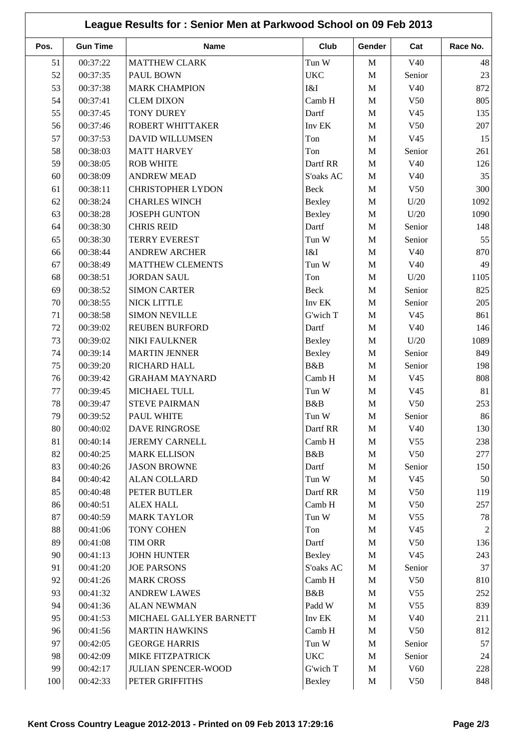## League Results for : Senior Men at Parkwood School on 09 Feb 2013

| Pos. | Gun Time | Name | Club | Gender | Cat | Race No. |
|---|---|---|---|---|---|---|
| 51 | 00:37:22 | MATTHEW CLARK | Tun W | M | V40 | 48 |
| 52 | 00:37:35 | PAUL BOWN | UKC | M | Senior | 23 |
| 53 | 00:37:38 | MARK CHAMPION | I&I | M | V40 | 872 |
| 54 | 00:37:41 | CLEM DIXON | Camb H | M | V50 | 805 |
| 55 | 00:37:45 | TONY DUREY | Dartf | M | V45 | 135 |
| 56 | 00:37:46 | ROBERT WHITTAKER | Inv EK | M | V50 | 207 |
| 57 | 00:37:53 | DAVID WILLUMSEN | Ton | M | V45 | 15 |
| 58 | 00:38:03 | MATT HARVEY | Ton | M | Senior | 261 |
| 59 | 00:38:05 | ROB WHITE | Dartf RR | M | V40 | 126 |
| 60 | 00:38:09 | ANDREW MEAD | S'oaks AC | M | V40 | 35 |
| 61 | 00:38:11 | CHRISTOPHER LYDON | Beck | M | V50 | 300 |
| 62 | 00:38:24 | CHARLES WINCH | Bexley | M | U/20 | 1092 |
| 63 | 00:38:28 | JOSEPH GUNTON | Bexley | M | U/20 | 1090 |
| 64 | 00:38:30 | CHRIS REID | Dartf | M | Senior | 148 |
| 65 | 00:38:30 | TERRY EVEREST | Tun W | M | Senior | 55 |
| 66 | 00:38:44 | ANDREW ARCHER | I&I | M | V40 | 870 |
| 67 | 00:38:49 | MATTHEW CLEMENTS | Tun W | M | V40 | 49 |
| 68 | 00:38:51 | JORDAN SAUL | Ton | M | U/20 | 1105 |
| 69 | 00:38:52 | SIMON CARTER | Beck | M | Senior | 825 |
| 70 | 00:38:55 | NICK LITTLE | Inv EK | M | Senior | 205 |
| 71 | 00:38:58 | SIMON NEVILLE | G'wich T | M | V45 | 861 |
| 72 | 00:39:02 | REUBEN BURFORD | Dartf | M | V40 | 146 |
| 73 | 00:39:02 | NIKI FAULKNER | Bexley | M | U/20 | 1089 |
| 74 | 00:39:14 | MARTIN JENNER | Bexley | M | Senior | 849 |
| 75 | 00:39:20 | RICHARD HALL | B&B | M | Senior | 198 |
| 76 | 00:39:42 | GRAHAM MAYNARD | Camb H | M | V45 | 808 |
| 77 | 00:39:45 | MICHAEL TULL | Tun W | M | V45 | 81 |
| 78 | 00:39:47 | STEVE PAIRMAN | B&B | M | V50 | 253 |
| 79 | 00:39:52 | PAUL WHITE | Tun W | M | Senior | 86 |
| 80 | 00:40:02 | DAVE RINGROSE | Dartf RR | M | V40 | 130 |
| 81 | 00:40:14 | JEREMY CARNELL | Camb H | M | V55 | 238 |
| 82 | 00:40:25 | MARK ELLISON | B&B | M | V50 | 277 |
| 83 | 00:40:26 | JASON BROWNE | Dartf | M | Senior | 150 |
| 84 | 00:40:42 | ALAN COLLARD | Tun W | M | V45 | 50 |
| 85 | 00:40:48 | PETER BUTLER | Dartf RR | M | V50 | 119 |
| 86 | 00:40:51 | ALEX HALL | Camb H | M | V50 | 257 |
| 87 | 00:40:59 | MARK TAYLOR | Tun W | M | V55 | 78 |
| 88 | 00:41:06 | TONY COHEN | Ton | M | V45 | 2 |
| 89 | 00:41:08 | TIM ORR | Dartf | M | V50 | 136 |
| 90 | 00:41:13 | JOHN HUNTER | Bexley | M | V45 | 243 |
| 91 | 00:41:20 | JOE PARSONS | S'oaks AC | M | Senior | 37 |
| 92 | 00:41:26 | MARK CROSS | Camb H | M | V50 | 810 |
| 93 | 00:41:32 | ANDREW LAWES | B&B | M | V55 | 252 |
| 94 | 00:41:36 | ALAN NEWMAN | Padd W | M | V55 | 839 |
| 95 | 00:41:53 | MICHAEL GALLYER BARNETT | Inv EK | M | V40 | 211 |
| 96 | 00:41:56 | MARTIN HAWKINS | Camb H | M | V50 | 812 |
| 97 | 00:42:05 | GEORGE HARRIS | Tun W | M | Senior | 57 |
| 98 | 00:42:09 | MIKE FITZPATRICK | UKC | M | Senior | 24 |
| 99 | 00:42:17 | JULIAN SPENCER-WOOD | G'wich T | M | V60 | 228 |
| 100 | 00:42:33 | PETER GRIFFITHS | Bexley | M | V50 | 848 |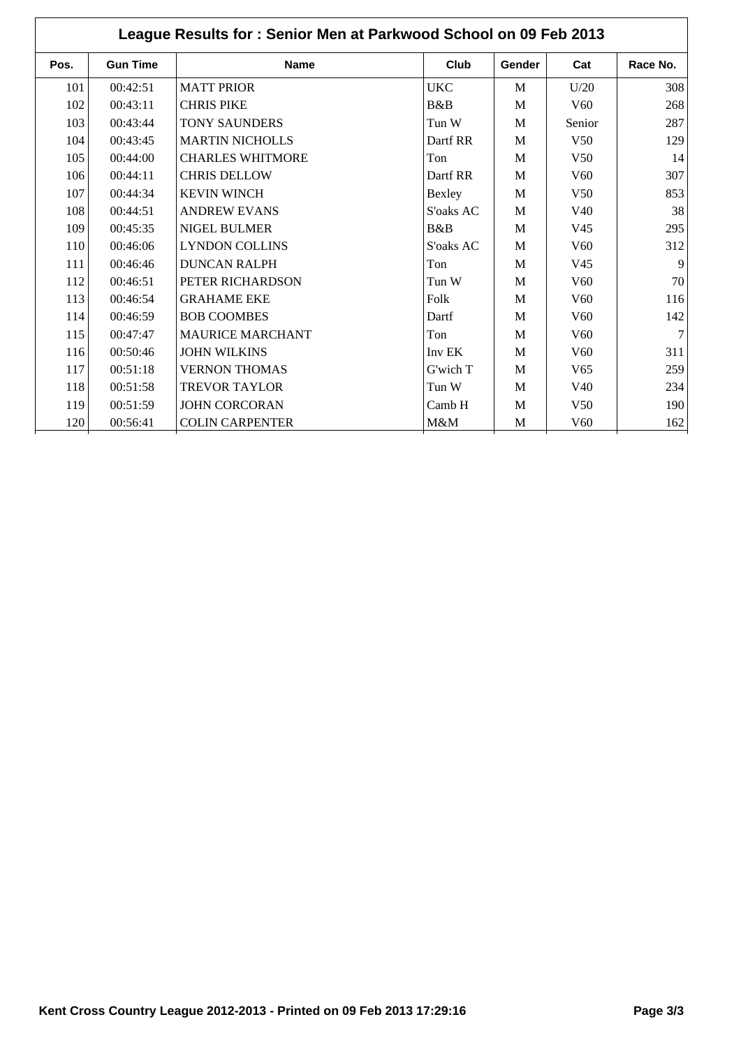| League Results for : Senior Men at Parkwood School on 09 Feb 2013 | | | | | | |
|---|---|---|---|---|---|---|
| **Pos.** | **Gun Time** | **Name** | **Club** | **Gender** | **Cat** | **Race No.** |
| 101 | 00:42:51 | MATT PRIOR | UKC | M | U/20 | 308 |
| 102 | 00:43:11 | CHRIS PIKE | B&B | M | V60 | 268 |
| 103 | 00:43:44 | TONY SAUNDERS | Tun W | M | Senior | 287 |
| 104 | 00:43:45 | MARTIN NICHOLLS | Dartf RR | M | V50 | 129 |
| 105 | 00:44:00 | CHARLES WHITMORE | Ton | M | V50 | 14 |
| 106 | 00:44:11 | CHRIS DELLOW | Dartf RR | M | V60 | 307 |
| 107 | 00:44:34 | KEVIN WINCH | Bexley | M | V50 | 853 |
| 108 | 00:44:51 | ANDREW EVANS | S'oaks AC | M | V40 | 38 |
| 109 | 00:45:35 | NIGEL BULMER | B&B | M | V45 | 295 |
| 110 | 00:46:06 | LYNDON COLLINS | S'oaks AC | M | V60 | 312 |
| 111 | 00:46:46 | DUNCAN RALPH | Ton | M | V45 | 9 |
| 112 | 00:46:51 | PETER RICHARDSON | Tun W | M | V60 | 70 |
| 113 | 00:46:54 | GRAHAME EKE | Folk | M | V60 | 116 |
| 114 | 00:46:59 | BOB COOMBES | Dartf | M | V60 | 142 |
| 115 | 00:47:47 | MAURICE MARCHANT | Ton | M | V60 | 7 |
| 116 | 00:50:46 | JOHN WILKINS | Inv EK | M | V60 | 311 |
| 117 | 00:51:18 | VERNON THOMAS | G'wich T | M | V65 | 259 |
| 118 | 00:51:58 | TREVOR TAYLOR | Tun W | M | V40 | 234 |
| 119 | 00:51:59 | JOHN CORCORAN | Camb H | M | V50 | 190 |
| 120 | 00:56:41 | COLIN CARPENTER | M&M | M | V60 | 162 |

**Kent Cross Country League 2012-2013 - Printed on 09 Feb 2013 17:29:16**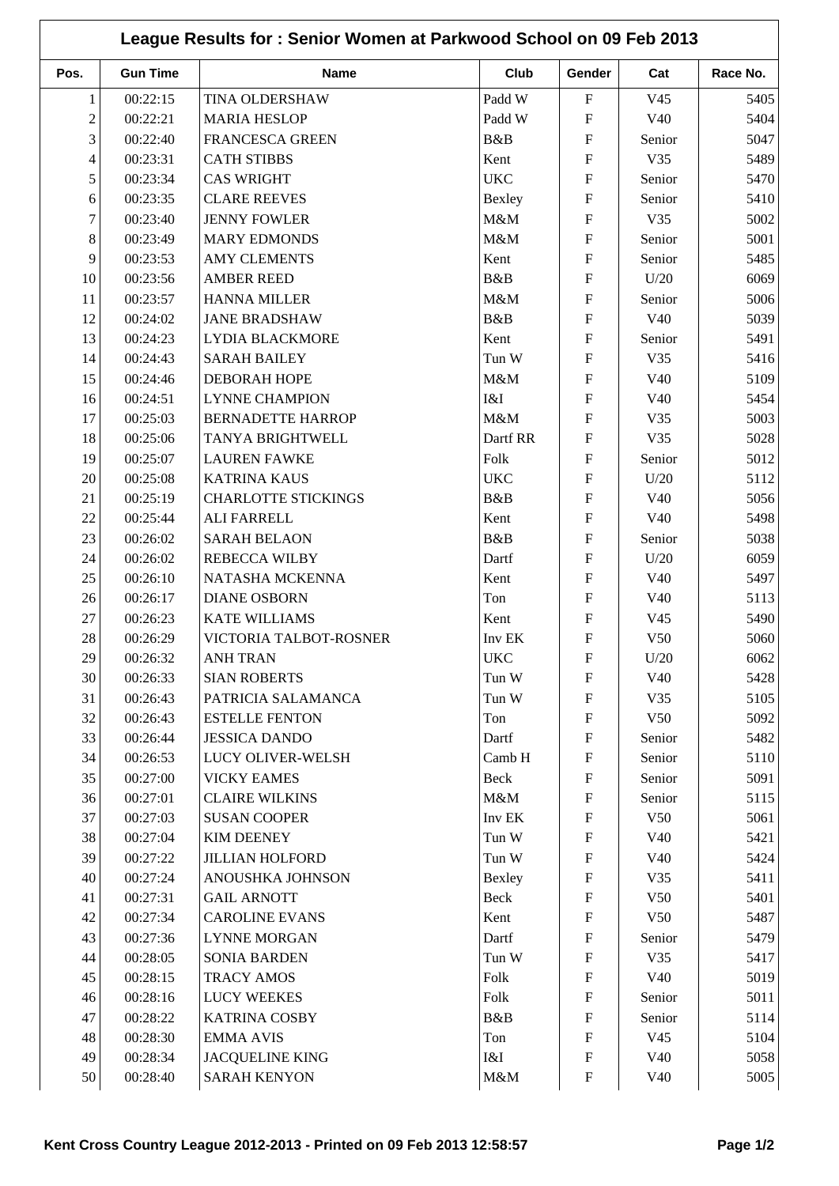# League Results for : Senior Women at Parkwood School on 09 Feb 2013

| Pos. | Gun Time | Name | Club | Gender | Cat | Race No. |
|---|---|---|---|---|---|---|
| 1 | 00:22:15 | TINA OLDERSHAW | Padd W | F | V45 | 5405 |
| 2 | 00:22:21 | MARIA HESLOP | Padd W | F | V40 | 5404 |
| 3 | 00:22:40 | FRANCESCA GREEN | B&B | F | Senior | 5047 |
| 4 | 00:23:31 | CATH STIBBS | Kent | F | V35 | 5489 |
| 5 | 00:23:34 | CAS WRIGHT | UKC | F | Senior | 5470 |
| 6 | 00:23:35 | CLARE REEVES | Bexley | F | Senior | 5410 |
| 7 | 00:23:40 | JENNY FOWLER | M&M | F | V35 | 5002 |
| 8 | 00:23:49 | MARY EDMONDS | M&M | F | Senior | 5001 |
| 9 | 00:23:53 | AMY CLEMENTS | Kent | F | Senior | 5485 |
| 10 | 00:23:56 | AMBER REED | B&B | F | U/20 | 6069 |
| 11 | 00:23:57 | HANNA MILLER | M&M | F | Senior | 5006 |
| 12 | 00:24:02 | JANE BRADSHAW | B&B | F | V40 | 5039 |
| 13 | 00:24:23 | LYDIA BLACKMORE | Kent | F | Senior | 5491 |
| 14 | 00:24:43 | SARAH BAILEY | Tun W | F | V35 | 5416 |
| 15 | 00:24:46 | DEBORAH HOPE | M&M | F | V40 | 5109 |
| 16 | 00:24:51 | LYNNE CHAMPION | I&I | F | V40 | 5454 |
| 17 | 00:25:03 | BERNADETTE HARROP | M&M | F | V35 | 5003 |
| 18 | 00:25:06 | TANYA BRIGHTWELL | Dartf RR | F | V35 | 5028 |
| 19 | 00:25:07 | LAUREN FAWKE | Folk | F | Senior | 5012 |
| 20 | 00:25:08 | KATRINA KAUS | UKC | F | U/20 | 5112 |
| 21 | 00:25:19 | CHARLOTTE STICKINGS | B&B | F | V40 | 5056 |
| 22 | 00:25:44 | ALI FARRELL | Kent | F | V40 | 5498 |
| 23 | 00:26:02 | SARAH BELAON | B&B | F | Senior | 5038 |
| 24 | 00:26:02 | REBECCA WILBY | Dartf | F | U/20 | 6059 |
| 25 | 00:26:10 | NATASHA MCKENNA | Kent | F | V40 | 5497 |
| 26 | 00:26:17 | DIANE OSBORN | Ton | F | V40 | 5113 |
| 27 | 00:26:23 | KATE WILLIAMS | Kent | F | V45 | 5490 |
| 28 | 00:26:29 | VICTORIA TALBOT-ROSNER | Inv EK | F | V50 | 5060 |
| 29 | 00:26:32 | ANH TRAN | UKC | F | U/20 | 6062 |
| 30 | 00:26:33 | SIAN ROBERTS | Tun W | F | V40 | 5428 |
| 31 | 00:26:43 | PATRICIA SALAMANCA | Tun W | F | V35 | 5105 |
| 32 | 00:26:43 | ESTELLE FENTON | Ton | F | V50 | 5092 |
| 33 | 00:26:44 | JESSICA DANDO | Dartf | F | Senior | 5482 |
| 34 | 00:26:53 | LUCY OLIVER-WELSH | Camb H | F | Senior | 5110 |
| 35 | 00:27:00 | VICKY EAMES | Beck | F | Senior | 5091 |
| 36 | 00:27:01 | CLAIRE WILKINS | M&M | F | Senior | 5115 |
| 37 | 00:27:03 | SUSAN COOPER | Inv EK | F | V50 | 5061 |
| 38 | 00:27:04 | KIM DEENEY | Tun W | F | V40 | 5421 |
| 39 | 00:27:22 | JILLIAN HOLFORD | Tun W | F | V40 | 5424 |
| 40 | 00:27:24 | ANOUSHKA JOHNSON | Bexley | F | V35 | 5411 |
| 41 | 00:27:31 | GAIL ARNOTT | Beck | F | V50 | 5401 |
| 42 | 00:27:34 | CAROLINE EVANS | Kent | F | V50 | 5487 |
| 43 | 00:27:36 | LYNNE MORGAN | Dartf | F | Senior | 5479 |
| 44 | 00:28:05 | SONIA BARDEN | Tun W | F | V35 | 5417 |
| 45 | 00:28:15 | TRACY AMOS | Folk | F | V40 | 5019 |
| 46 | 00:28:16 | LUCY WEEKES | Folk | F | Senior | 5011 |
| 47 | 00:28:22 | KATRINA COSBY | B&B | F | Senior | 5114 |
| 48 | 00:28:30 | EMMA AVIS | Ton | F | V45 | 5104 |
| 49 | 00:28:34 | JACQUELINE KING | I&I | F | V40 | 5058 |
| 50 | 00:28:40 | SARAH KENYON | M&M | F | V40 | 5005 |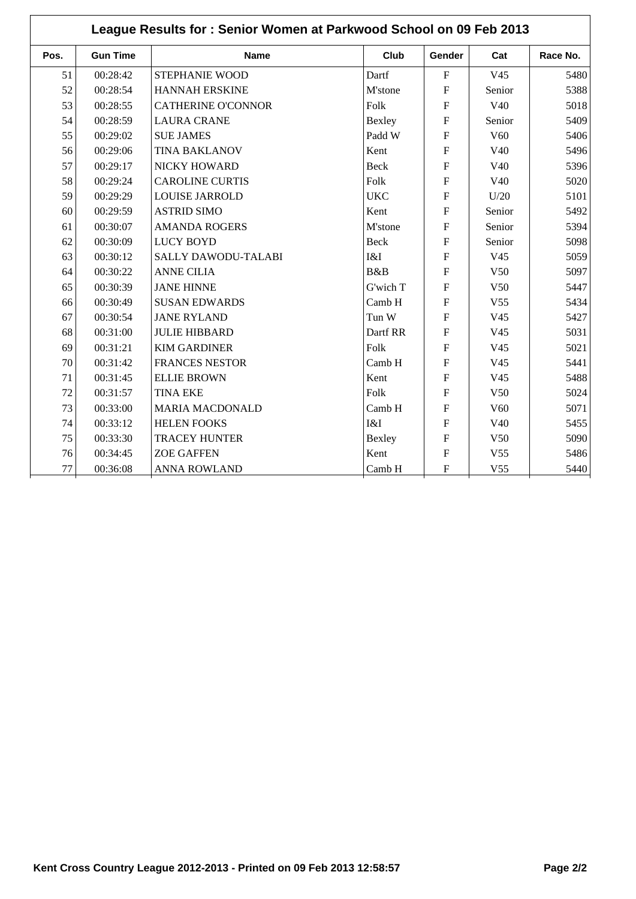# League Results for : Senior Women at Parkwood School on 09 Feb 2013

| Pos. | Gun Time | Name | Club | Gender | Cat | Race No. |
|---|---|---|---|---|---|---|
| 51 | 00:28:42 | STEPHANIE WOOD | Dartf | F | V45 | 5480 |
| 52 | 00:28:54 | HANNAH ERSKINE | M'stone | F | Senior | 5388 |
| 53 | 00:28:55 | CATHERINE O'CONNOR | Folk | F | V40 | 5018 |
| 54 | 00:28:59 | LAURA CRANE | Bexley | F | Senior | 5409 |
| 55 | 00:29:02 | SUE JAMES | Padd W | F | V60 | 5406 |
| 56 | 00:29:06 | TINA BAKLANOV | Kent | F | V40 | 5496 |
| 57 | 00:29:17 | NICKY HOWARD | Beck | F | V40 | 5396 |
| 58 | 00:29:24 | CAROLINE CURTIS | Folk | F | V40 | 5020 |
| 59 | 00:29:29 | LOUISE JARROLD | UKC | F | U/20 | 5101 |
| 60 | 00:29:59 | ASTRID SIMO | Kent | F | Senior | 5492 |
| 61 | 00:30:07 | AMANDA ROGERS | M'stone | F | Senior | 5394 |
| 62 | 00:30:09 | LUCY BOYD | Beck | F | Senior | 5098 |
| 63 | 00:30:12 | SALLY DAWODU-TALABI | I&I | F | V45 | 5059 |
| 64 | 00:30:22 | ANNE CILIA | B&B | F | V50 | 5097 |
| 65 | 00:30:39 | JANE HINNE | G'wich T | F | V50 | 5447 |
| 66 | 00:30:49 | SUSAN EDWARDS | Camb H | F | V55 | 5434 |
| 67 | 00:30:54 | JANE RYLAND | Tun W | F | V45 | 5427 |
| 68 | 00:31:00 | JULIE HIBBARD | Dartf RR | F | V45 | 5031 |
| 69 | 00:31:21 | KIM GARDINER | Folk | F | V45 | 5021 |
| 70 | 00:31:42 | FRANCES NESTOR | Camb H | F | V45 | 5441 |
| 71 | 00:31:45 | ELLIE BROWN | Kent | F | V45 | 5488 |
| 72 | 00:31:57 | TINA EKE | Folk | F | V50 | 5024 |
| 73 | 00:33:00 | MARIA MACDONALD | Camb H | F | V60 | 5071 |
| 74 | 00:33:12 | HELEN FOOKS | I&I | F | V40 | 5455 |
| 75 | 00:33:30 | TRACEY HUNTER | Bexley | F | V50 | 5090 |
| 76 | 00:34:45 | ZOE GAFFEN | Kent | F | V55 | 5486 |
| 77 | 00:36:08 | ANNA ROWLAND | Camb H | F | V55 | 5440 |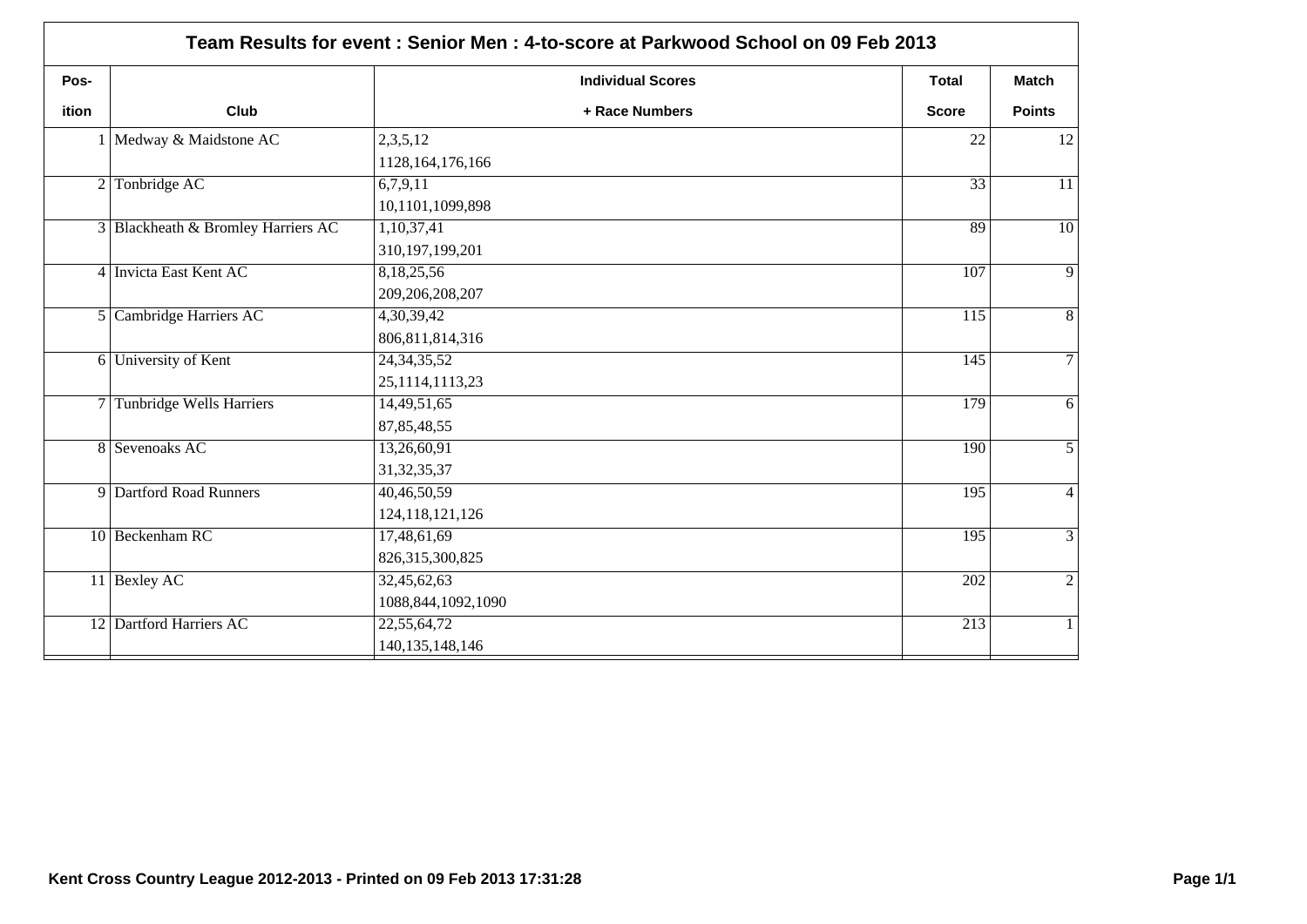## Team Results for event : Senior Men : 4-to-score at Parkwood School on 09 Feb 2013

| Pos-ition | Club | Individual Scores + Race Numbers | Total Score | Match Points |
|---|---|---|---|---|
| 1 | Medway & Maidstone AC | 2,3,5,12<br>1128,164,176,166 | 22 | 12 |
| 2 | Tonbridge AC | 6,7,9,11<br>10,1101,1099,898 | 33 | 11 |
| 3 | Blackheath & Bromley Harriers AC | 1,10,37,41<br>310,197,199,201 | 89 | 10 |
| 4 | Invicta East Kent AC | 8,18,25,56<br>209,206,208,207 | 107 | 9 |
| 5 | Cambridge Harriers AC | 4,30,39,42<br>806,811,814,316 | 115 | 8 |
| 6 | University of Kent | 24,34,35,52<br>25,1114,1113,23 | 145 | 7 |
| 7 | Tunbridge Wells Harriers | 14,49,51,65<br>87,85,48,55 | 179 | 6 |
| 8 | Sevenoaks AC | 13,26,60,91<br>31,32,35,37 | 190 | 5 |
| 9 | Dartford Road Runners | 40,46,50,59<br>124,118,121,126 | 195 | 4 |
| 10 | Beckenham RC | 17,48,61,69<br>826,315,300,825 | 195 | 3 |
| 11 | Bexley AC | 32,45,62,63<br>1088,844,1092,1090 | 202 | 2 |
| 12 | Dartford Harriers AC | 22,55,64,72<br>140,135,148,146 | 213 | 1 |

**Kent Cross Country League 2012-2013 - Printed on 09 Feb 2013 17:31:28**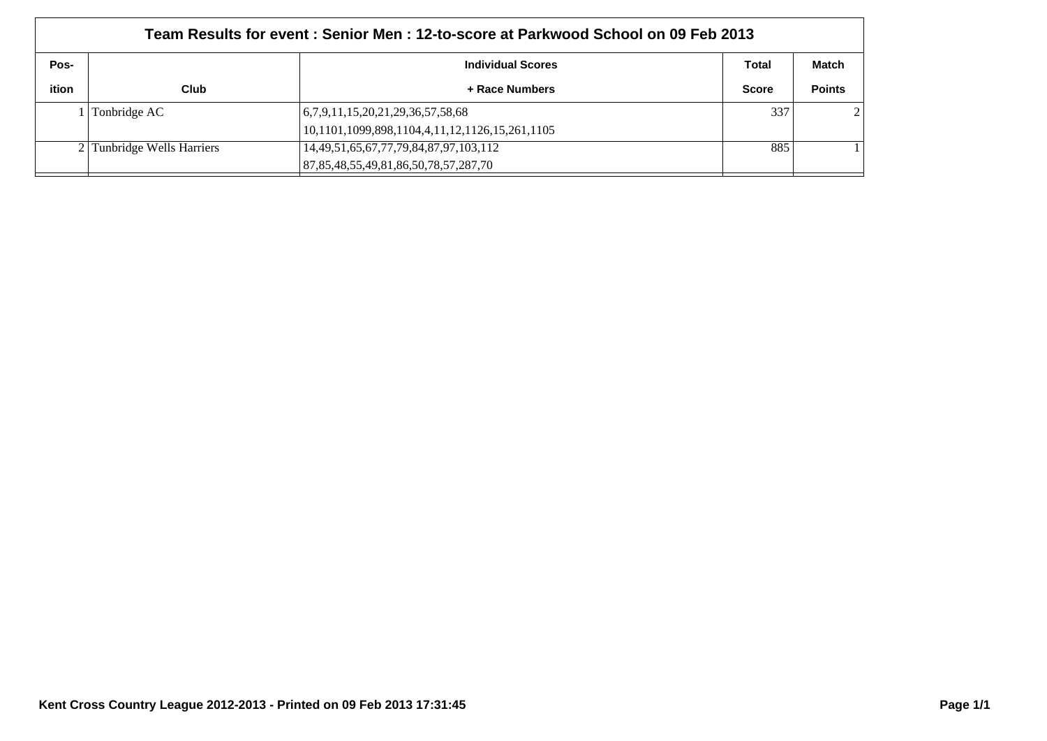| Pos-ition | Club | Individual Scores + Race Numbers | Total Score | Match Points |
|---|---|---|---|---|
| Team Results for event : Senior Men : 12-to-score at Parkwood School on 09 Feb 2013 | | | | |
| 1 | Tonbridge AC | 6,7,9,11,15,20,21,29,36,57,58,68<br>10,1101,1099,898,1104,4,11,12,1126,15,261,1105 | 337 | 2 |
| 2 | Tunbridge Wells Harriers | 14,49,51,65,67,77,79,84,87,97,103,112<br>87,85,48,55,49,81,86,50,78,57,287,70 | 885 | 1 |

Kent Cross Country League 2012-2013 - Printed on 09 Feb 2013 17:31:45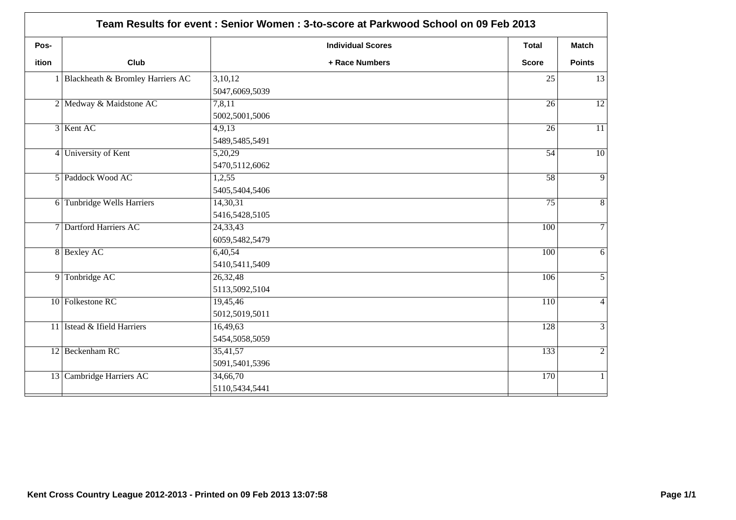## Team Results for event : Senior Women : 3-to-score at Parkwood School on 09 Feb 2013

| Pos-ition | Club | Individual Scores + Race Numbers | Total Score | Match Points |
|---|---|---|---|---|
| 1 | Blackheath & Bromley Harriers AC | 3,10,12<br>5047,6069,5039 | 25 | 13 |
| 2 | Medway & Maidstone AC | 7,8,11<br>5002,5001,5006 | 26 | 12 |
| 3 | Kent AC | 4,9,13<br>5489,5485,5491 | 26 | 11 |
| 4 | University of Kent | 5,20,29<br>5470,5112,6062 | 54 | 10 |
| 5 | Paddock Wood AC | 1,2,55<br>5405,5404,5406 | 58 | 9 |
| 6 | Tunbridge Wells Harriers | 14,30,31<br>5416,5428,5105 | 75 | 8 |
| 7 | Dartford Harriers AC | 24,33,43<br>6059,5482,5479 | 100 | 7 |
| 8 | Bexley AC | 6,40,54<br>5410,5411,5409 | 100 | 6 |
| 9 | Tonbridge AC | 26,32,48<br>5113,5092,5104 | 106 | 5 |
| 10 | Folkestone RC | 19,45,46<br>5012,5019,5011 | 110 | 4 |
| 11 | Istead & Ifield Harriers | 16,49,63<br>5454,5058,5059 | 128 | 3 |
| 12 | Beckenham RC | 35,41,57<br>5091,5401,5396 | 133 | 2 |
| 13 | Cambridge Harriers AC | 34,66,70<br>5110,5434,5441 | 170 | 1 |

**Kent Cross Country League 2012-2013 - Printed on 09 Feb 2013 13:07:58**